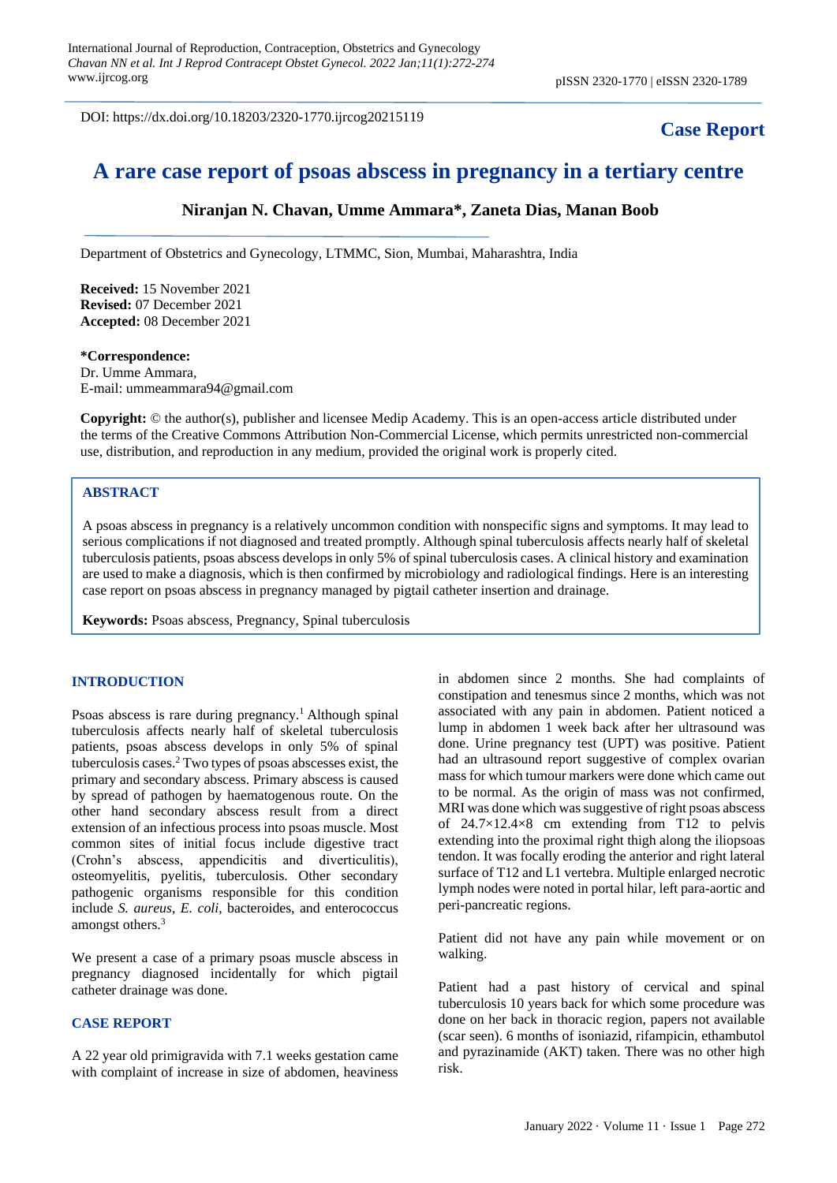DOI: https://dx.doi.org/10.18203/2320-1770.ijrcog20215119

**Case Report**

# A rare case report of psoas abscess in pregnancy in a tertiary centre

**Niranjan N. Chavan, Umme Ammara\*, Zaneta Dias, Manan Boob**

Department of Obstetrics and Gynecology, LTMMC, Sion, Mumbai, Maharashtra, India

**Received:** 15 November 2021
**Revised:** 07 December 2021
**Accepted:** 08 December 2021

**\*Correspondence:**
Dr. Umme Ammara,
E-mail: ummeammara94@gmail.com

**Copyright:** © the author(s), publisher and licensee Medip Academy. This is an open-access article distributed under the terms of the Creative Commons Attribution Non-Commercial License, which permits unrestricted non-commercial use, distribution, and reproduction in any medium, provided the original work is properly cited.

## ABSTRACT

A psoas abscess in pregnancy is a relatively uncommon condition with nonspecific signs and symptoms. It may lead to serious complications if not diagnosed and treated promptly. Although spinal tuberculosis affects nearly half of skeletal tuberculosis patients, psoas abscess develops in only 5% of spinal tuberculosis cases. A clinical history and examination are used to make a diagnosis, which is then confirmed by microbiology and radiological findings. Here is an interesting case report on psoas abscess in pregnancy managed by pigtail catheter insertion and drainage.

**Keywords:** Psoas abscess, Pregnancy, Spinal tuberculosis

## INTRODUCTION

Psoas abscess is rare during pregnancy.[1] Although spinal tuberculosis affects nearly half of skeletal tuberculosis patients, psoas abscess develops in only 5% of spinal tuberculosis cases.[2] Two types of psoas abscesses exist, the primary and secondary abscess. Primary abscess is caused by spread of pathogen by haematogenous route. On the other hand secondary abscess result from a direct extension of an infectious process into psoas muscle. Most common sites of initial focus include digestive tract (Crohn's abscess, appendicitis and diverticulitis), osteomyelitis, pyelitis, tuberculosis. Other secondary pathogenic organisms responsible for this condition include *S. aureus*, *E. coli*, bacteroides, and enterococcus amongst others.[3]

We present a case of a primary psoas muscle abscess in pregnancy diagnosed incidentally for which pigtail catheter drainage was done.

## CASE REPORT

A 22 year old primigravida with 7.1 weeks gestation came with complaint of increase in size of abdomen, heaviness in abdomen since 2 months. She had complaints of constipation and tenesmus since 2 months, which was not associated with any pain in abdomen. Patient noticed a lump in abdomen 1 week back after her ultrasound was done. Urine pregnancy test (UPT) was positive. Patient had an ultrasound report suggestive of complex ovarian mass for which tumour markers were done which came out to be normal. As the origin of mass was not confirmed, MRI was done which was suggestive of right psoas abscess of 24.7×12.4×8 cm extending from T12 to pelvis extending into the proximal right thigh along the iliopsoas tendon. It was focally eroding the anterior and right lateral surface of T12 and L1 vertebra. Multiple enlarged necrotic lymph nodes were noted in portal hilar, left para-aortic and peri-pancreatic regions.

Patient did not have any pain while movement or on walking.

Patient had a past history of cervical and spinal tuberculosis 10 years back for which some procedure was done on her back in thoracic region, papers not available (scar seen). 6 months of isoniazid, rifampicin, ethambutol and pyrazinamide (AKT) taken. There was no other high risk.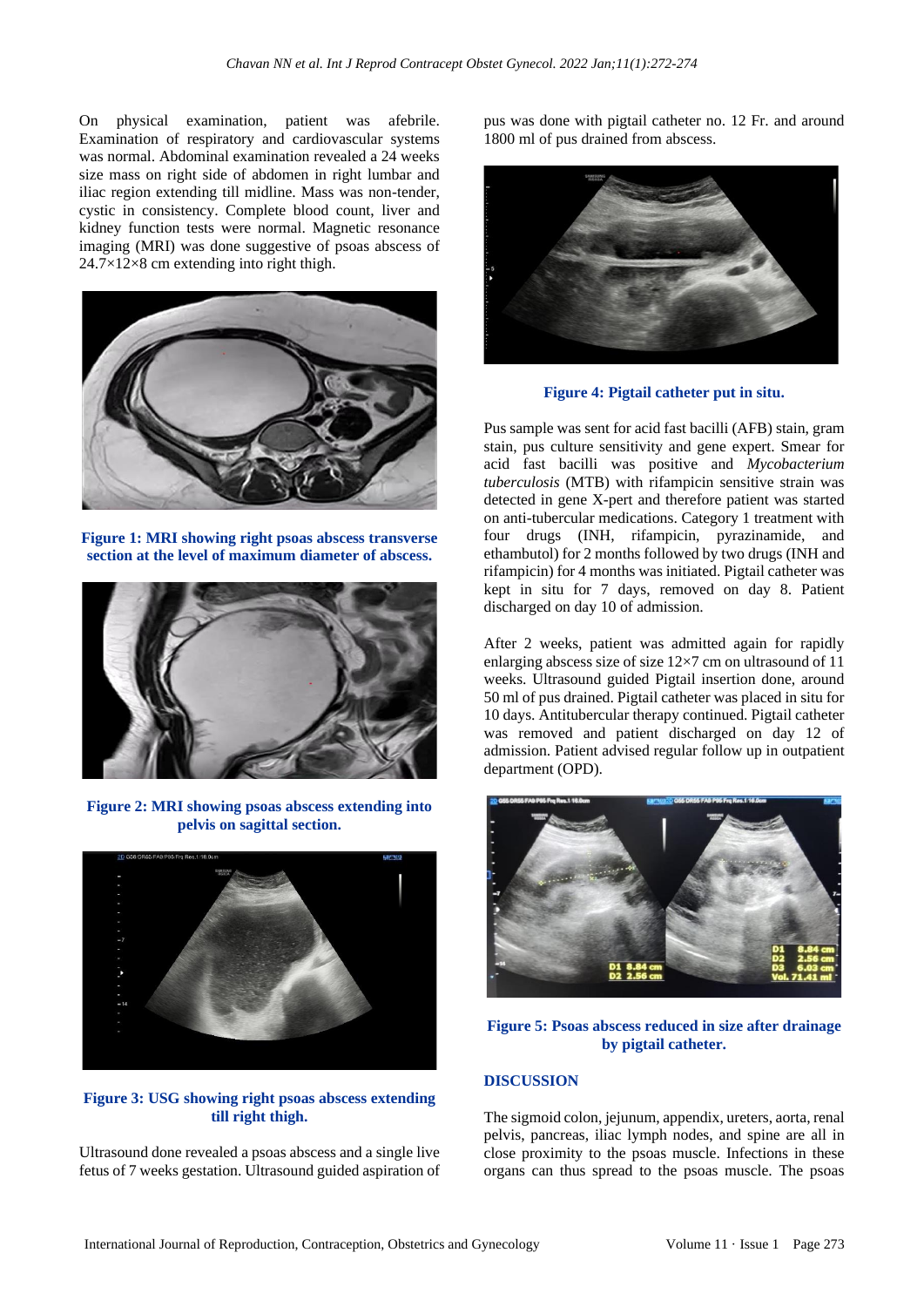On physical examination, patient was afebrile. Examination of respiratory and cardiovascular systems was normal. Abdominal examination revealed a 24 weeks size mass on right side of abdomen in right lumbar and iliac region extending till midline. Mass was non-tender, cystic in consistency. Complete blood count, liver and kidney function tests were normal. Magnetic resonance imaging (MRI) was done suggestive of psoas abscess of 24.7×12×8 cm extending into right thigh.

**Figure 1: MRI showing right psoas abscess transverse section at the level of maximum diameter of abscess.**

**Figure 2: MRI showing psoas abscess extending into pelvis on sagittal section.**

**Figure 3: USG showing right psoas abscess extending till right thigh.**

Ultrasound done revealed a psoas abscess and a single live fetus of 7 weeks gestation. Ultrasound guided aspiration of pus was done with pigtail catheter no. 12 Fr. and around 1800 ml of pus drained from abscess.

**Figure 4: Pigtail catheter put in situ.**

Pus sample was sent for acid fast bacilli (AFB) stain, gram stain, pus culture sensitivity and gene expert. Smear for acid fast bacilli was positive and *Mycobacterium tuberculosis* (MTB) with rifampicin sensitive strain was detected in gene X-pert and therefore patient was started on anti-tubercular medications. Category 1 treatment with four drugs (INH, rifampicin, pyrazinamide, and ethambutol) for 2 months followed by two drugs (INH and rifampicin) for 4 months was initiated. Pigtail catheter was kept in situ for 7 days, removed on day 8. Patient discharged on day 10 of admission.

After 2 weeks, patient was admitted again for rapidly enlarging abscess size of size 12×7 cm on ultrasound of 11 weeks. Ultrasound guided Pigtail insertion done, around 50 ml of pus drained. Pigtail catheter was placed in situ for 10 days. Antitubercular therapy continued. Pigtail catheter was removed and patient discharged on day 12 of admission. Patient advised regular follow up in outpatient department (OPD).

**Figure 5: Psoas abscess reduced in size after drainage by pigtail catheter.**

## DISCUSSION

The sigmoid colon, jejunum, appendix, ureters, aorta, renal pelvis, pancreas, iliac lymph nodes, and spine are all in close proximity to the psoas muscle. Infections in these organs can thus spread to the psoas muscle. The psoas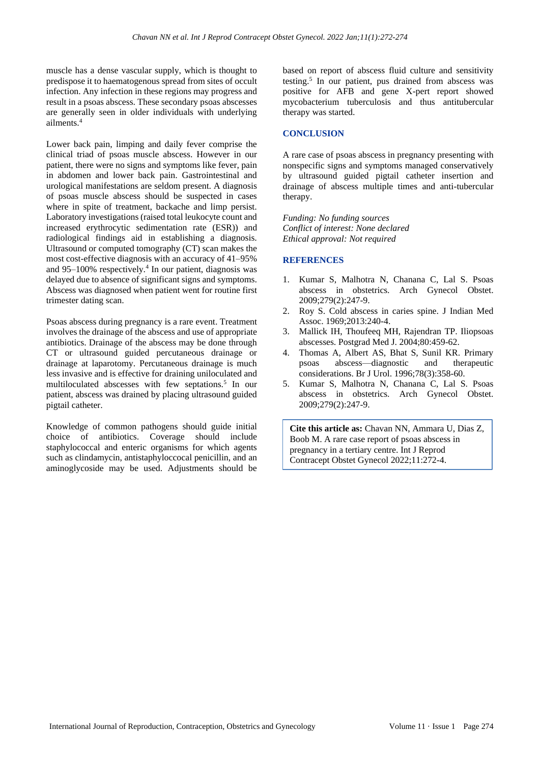muscle has a dense vascular supply, which is thought to predispose it to haematogenous spread from sites of occult infection. Any infection in these regions may progress and result in a psoas abscess. These secondary psoas abscesses are generally seen in older individuals with underlying ailments.[4]

Lower back pain, limping and daily fever comprise the clinical triad of psoas muscle abscess. However in our patient, there were no signs and symptoms like fever, pain in abdomen and lower back pain. Gastrointestinal and urological manifestations are seldom present. A diagnosis of psoas muscle abscess should be suspected in cases where in spite of treatment, backache and limp persist. Laboratory investigations (raised total leukocyte count and increased erythrocytic sedimentation rate (ESR)) and radiological findings aid in establishing a diagnosis. Ultrasound or computed tomography (CT) scan makes the most cost-effective diagnosis with an accuracy of 41–95% and 95–100% respectively.[4] In our patient, diagnosis was delayed due to absence of significant signs and symptoms. Abscess was diagnosed when patient went for routine first trimester dating scan.

Psoas abscess during pregnancy is a rare event. Treatment involves the drainage of the abscess and use of appropriate antibiotics. Drainage of the abscess may be done through CT or ultrasound guided percutaneous drainage or drainage at laparotomy. Percutaneous drainage is much less invasive and is effective for draining uniloculated and multiloculated abscesses with few septations.[5] In our patient, abscess was drained by placing ultrasound guided pigtail catheter.

Knowledge of common pathogens should guide initial choice of antibiotics. Coverage should include staphylococcal and enteric organisms for which agents such as clindamycin, antistaphyloccocal penicillin, and an aminoglycoside may be used. Adjustments should be based on report of abscess fluid culture and sensitivity testing.[5] In our patient, pus drained from abscess was positive for AFB and gene X-pert report showed mycobacterium tuberculosis and thus antitubercular therapy was started.

## CONCLUSION

A rare case of psoas abscess in pregnancy presenting with nonspecific signs and symptoms managed conservatively by ultrasound guided pigtail catheter insertion and drainage of abscess multiple times and anti-tubercular therapy.

*Funding: No funding sources*
*Conflict of interest: None declared*
*Ethical approval: Not required*

## REFERENCES

1. Kumar S, Malhotra N, Chanana C, Lal S. Psoas abscess in obstetrics. Arch Gynecol Obstet. 2009;279(2):247-9.
2. Roy S. Cold abscess in caries spine. J Indian Med Assoc. 1969;2013:240-4.
3. Mallick IH, Thoufeeq MH, Rajendran TP. Iliopsoas abscesses. Postgrad Med J. 2004;80:459-62.
4. Thomas A, Albert AS, Bhat S, Sunil KR. Primary psoas abscess—diagnostic and therapeutic considerations. Br J Urol. 1996;78(3):358-60.
5. Kumar S, Malhotra N, Chanana C, Lal S. Psoas abscess in obstetrics. Arch Gynecol Obstet. 2009;279(2):247-9.

**Cite this article as:** Chavan NN, Ammara U, Dias Z, Boob M. A rare case report of psoas abscess in pregnancy in a tertiary centre. Int J Reprod Contracept Obstet Gynecol 2022;11:272-4.